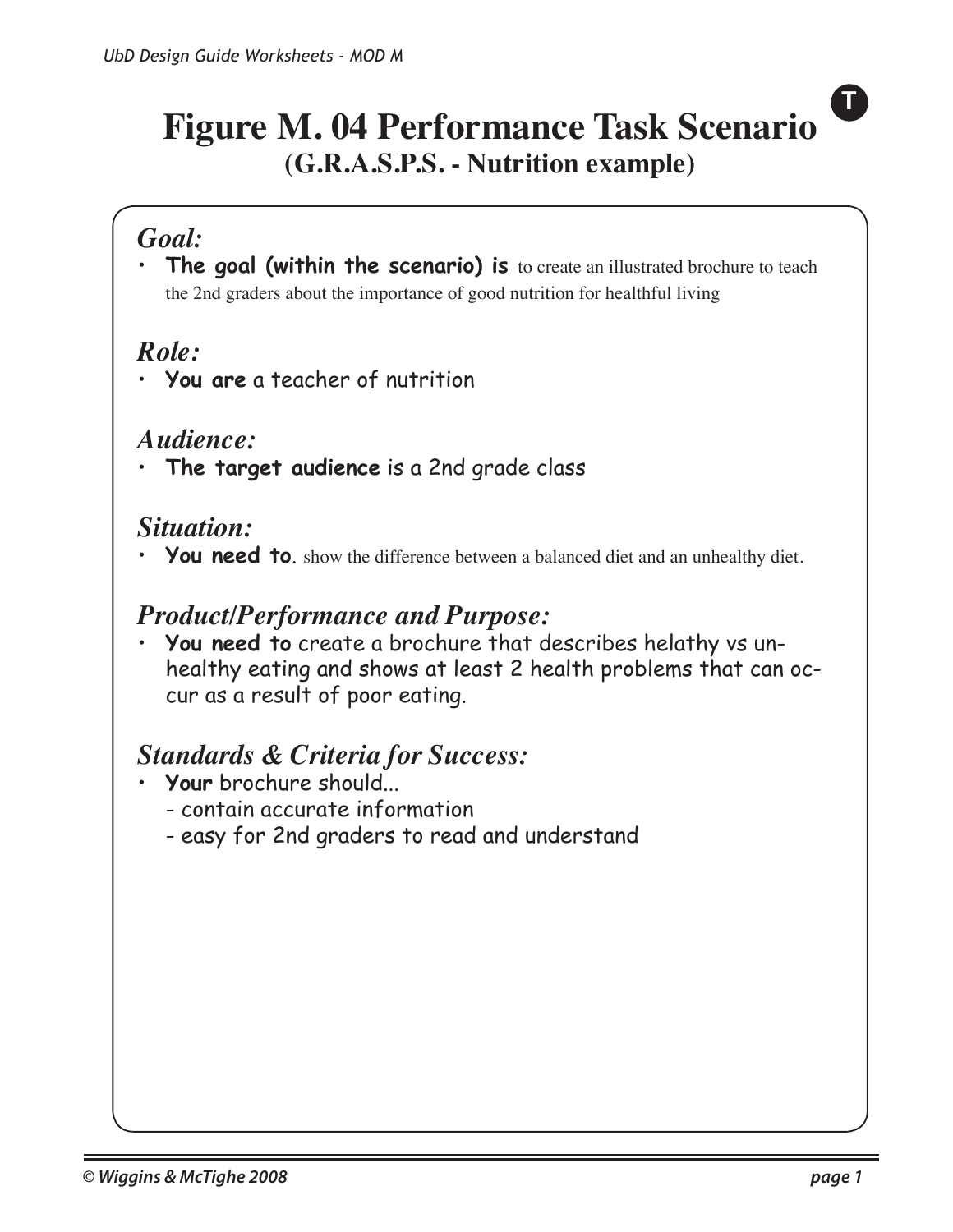# Figure M. 04 Performance Task Scenario
## (G.R.A.S.P.S. - Nutrition example)

### *Goal:*
- **The goal (within the scenario) is** to create an illustrated brochure to teach the 2nd graders about the importance of good nutrition for healthful living

### *Role:*
- **You are** a teacher of nutrition

### *Audience:*
- **The target audience** is a 2nd grade class

### *Situation:*
- **You need to**. show the difference between a balanced diet and an unhealthy diet.

### *Product/Performance and Purpose:*
- **You need to** create a brochure that describes helathy vs unhealthy eating and shows at least 2 health problems that can occur as a result of poor eating.

### *Standards & Criteria for Success:*
- **Your** brochure should...
  - contain accurate information
  - easy for 2nd graders to read and understand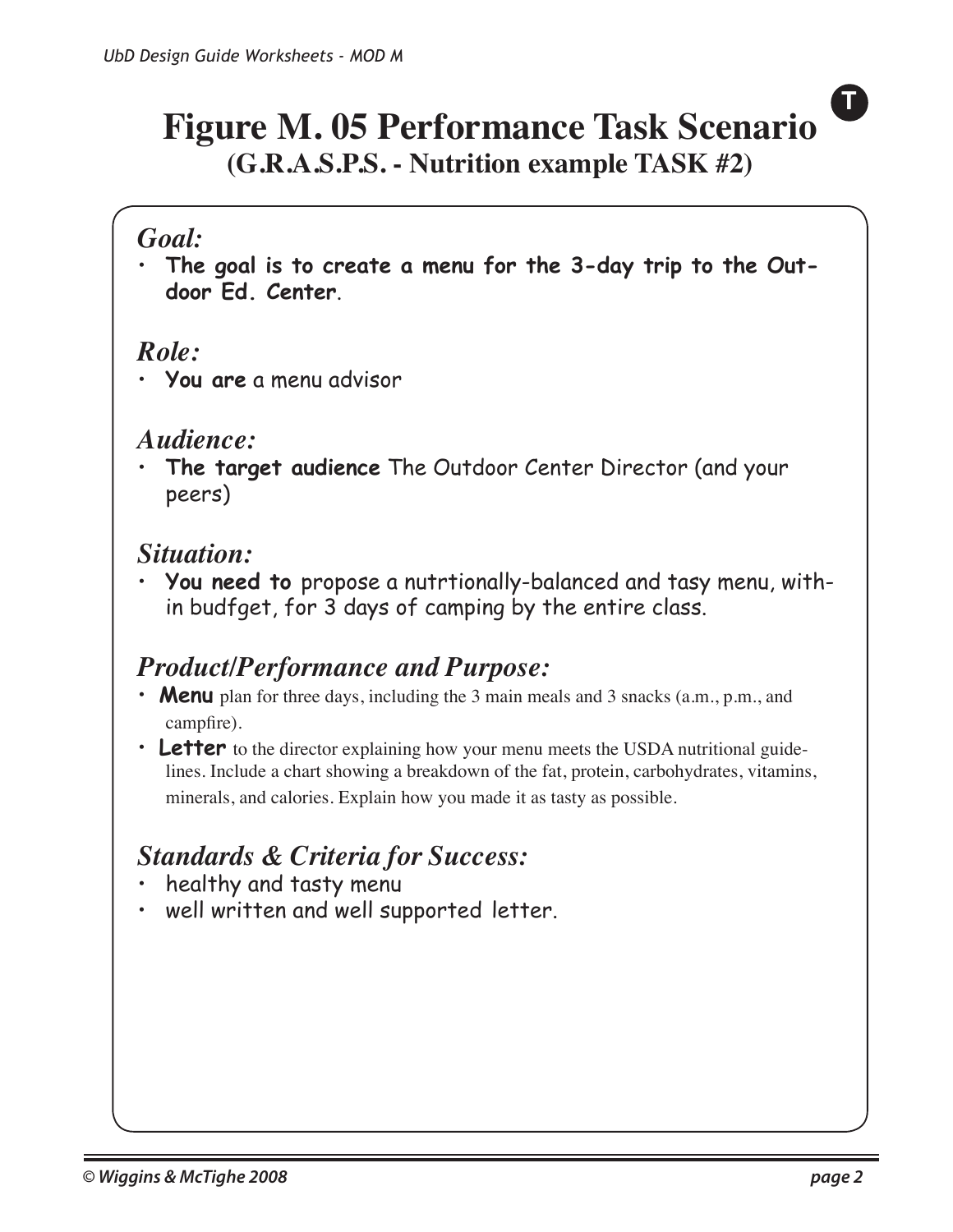# Figure M. 05 Performance Task Scenario

## (G.R.A.S.P.S. - Nutrition example TASK #2)

### *Goal:*

- **The goal is to create a menu for the 3-day trip to the Outdoor Ed. Center**.

### *Role:*

- **You are** a menu advisor

### *Audience:*

- **The target audience** The Outdoor Center Director (and your peers)

### *Situation:*

- **You need to** propose a nutrtionally-balanced and tasy menu, within budfget, for 3 days of camping by the entire class.

### *Product/Performance and Purpose:*

- **Menu** plan for three days, including the 3 main meals and 3 snacks (a.m., p.m., and campfire).
- **Letter** to the director explaining how your menu meets the USDA nutritional guidelines. Include a chart showing a breakdown of the fat, protein, carbohydrates, vitamins, minerals, and calories. Explain how you made it as tasty as possible.

### *Standards & Criteria for Success:*

- healthy and tasty menu
- well written and well supported letter.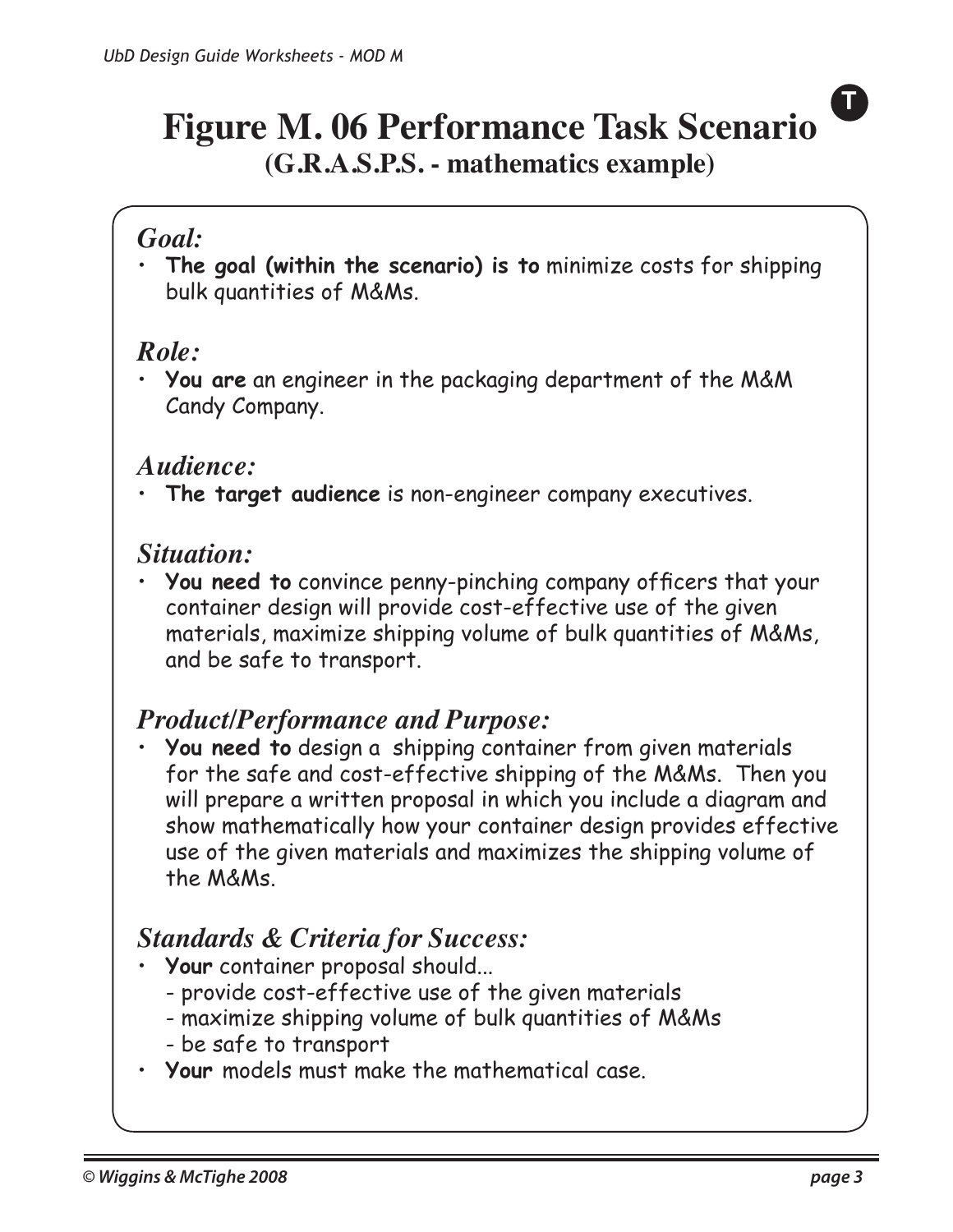# Figure M. 06 Performance Task Scenario

## (G.R.A.S.P.S. - mathematics example)

### *Goal:*

- **The goal (within the scenario) is to** minimize costs for shipping bulk quantities of M&Ms.

### *Role:*

- **You are** an engineer in the packaging department of the M&M Candy Company.

### *Audience:*

- **The target audience** is non-engineer company executives.

### *Situation:*

- **You need to** convince penny-pinching company officers that your container design will provide cost-effective use of the given materials, maximize shipping volume of bulk quantities of M&Ms, and be safe to transport.

### *Product/Performance and Purpose:*

- **You need to** design a shipping container from given materials for the safe and cost-effective shipping of the M&Ms. Then you will prepare a written proposal in which you include a diagram and show mathematically how your container design provides effective use of the given materials and maximizes the shipping volume of the M&Ms.

### *Standards & Criteria for Success:*

- **Your** container proposal should...
  - provide cost-effective use of the given materials
  - maximize shipping volume of bulk quantities of M&Ms
  - be safe to transport
- **Your** models must make the mathematical case.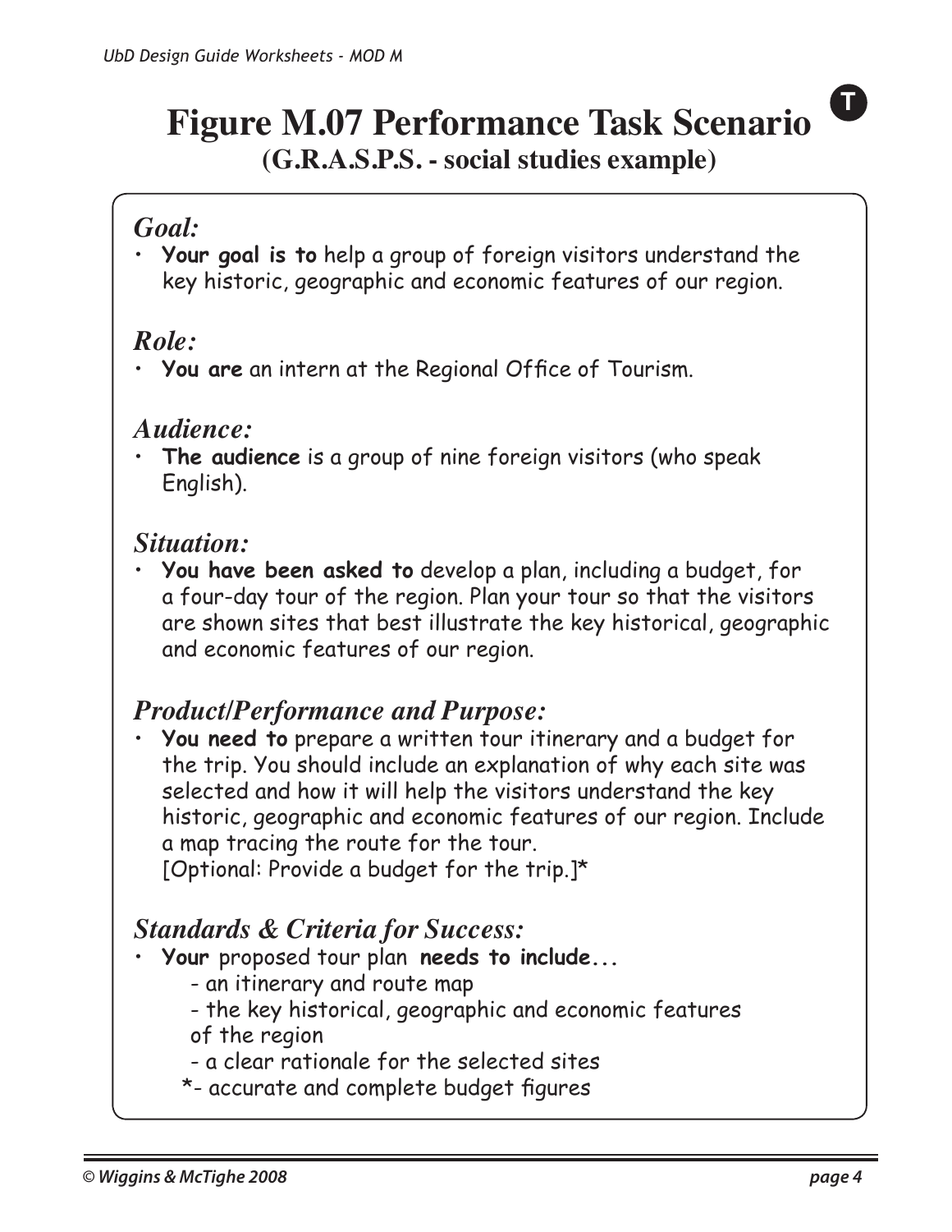# Figure M.07 Performance Task Scenario

**(G.R.A.S.P.S. - social studies example)**

### *Goal:*

- **Your goal is to** help a group of foreign visitors understand the key historic, geographic and economic features of our region.

### *Role:*

- **You are** an intern at the Regional Office of Tourism.

### *Audience:*

- **The audience** is a group of nine foreign visitors (who speak English).

### *Situation:*

- **You have been asked to** develop a plan, including a budget, for a four-day tour of the region. Plan your tour so that the visitors are shown sites that best illustrate the key historical, geographic and economic features of our region.

### *Product/Performance and Purpose:*

- **You need to** prepare a written tour itinerary and a budget for the trip. You should include an explanation of why each site was selected and how it will help the visitors understand the key historic, geographic and economic features of our region. Include a map tracing the route for the tour.
  [Optional: Provide a budget for the trip.]*

### *Standards & Criteria for Success:*

- **Your** proposed tour plan **needs to include...**
  - an itinerary and route map
  - the key historical, geographic and economic features of the region
  - a clear rationale for the selected sites
  - *- accurate and complete budget figures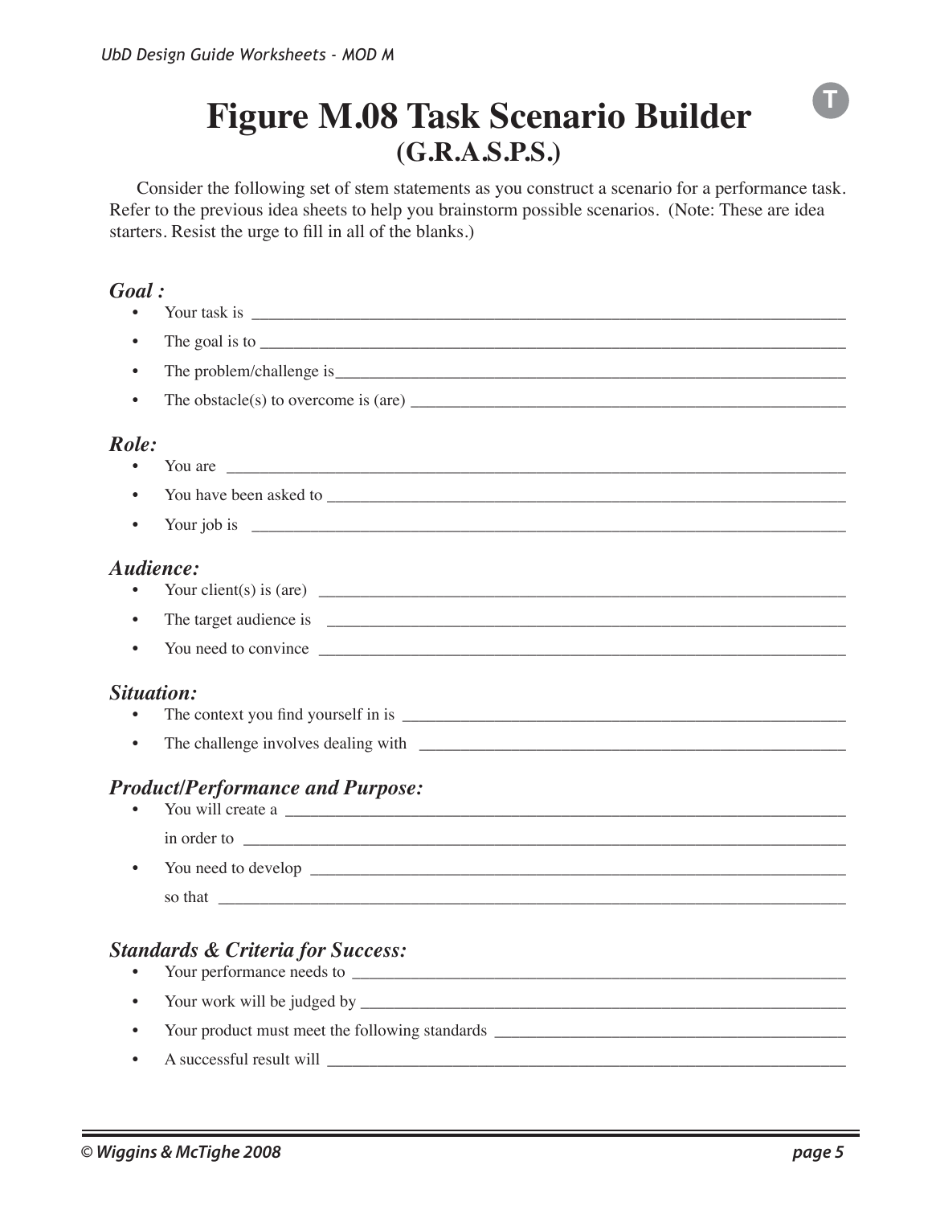# Figure M.08 Task Scenario Builder (G.R.A.S.P.S.)

Consider the following set of stem statements as you construct a scenario for a performance task. Refer to the previous idea sheets to help you brainstorm possible scenarios. (Note: These are idea starters. Resist the urge to fill in all of the blanks.)

### *Goal :*

- Your task is ___________________________________________
- The goal is to ___________________________________________
- The problem/challenge is___________________________________________
- The obstacle(s) to overcome is (are) ___________________________________________

### *Role:*

- You are ___________________________________________
- You have been asked to ___________________________________________
- Your job is ___________________________________________

### *Audience:*

- Your client(s) is (are) ___________________________________________
- The target audience is ___________________________________________
- You need to convince ___________________________________________

### *Situation:*

- The context you find yourself in is ___________________________________________
- The challenge involves dealing with ___________________________________________

### *Product/Performance and Purpose:*

- You will create a ___________________________________________
  in order to ___________________________________________
- You need to develop ___________________________________________
  so that ___________________________________________

### *Standards & Criteria for Success:*

- Your performance needs to ___________________________________________
- Your work will be judged by ___________________________________________
- Your product must meet the following standards ___________________________________________
- A successful result will ___________________________________________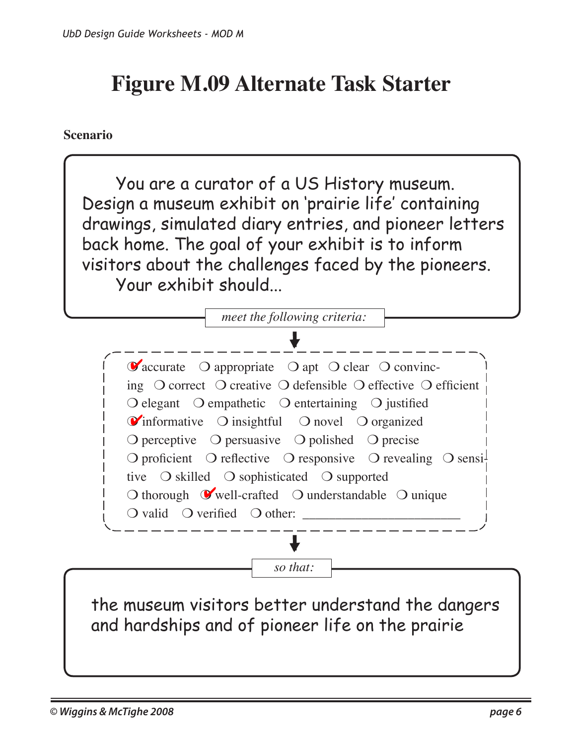# Figure M.09 Alternate Task Starter

**Scenario**

You are a curator of a US History museum. Design a museum exhibit on 'prairie life' containing drawings, simulated diary entries, and pioneer letters back home. The goal of your exhibit is to inform visitors about the challenges faced by the pioneers.

Your exhibit should...

*meet the following criteria:*

- [x] accurate
- [ ] appropriate
- [ ] apt
- [ ] clear
- [ ] convincing
- [ ] correct
- [ ] creative
- [ ] defensible
- [ ] effective
- [ ] efficient
- [ ] elegant
- [ ] empathetic
- [ ] entertaining
- [ ] justified
- [x] informative
- [ ] insightful
- [ ] novel
- [ ] organized
- [ ] perceptive
- [ ] persuasive
- [ ] polished
- [ ] precise
- [ ] proficient
- [ ] reflective
- [ ] responsive
- [ ] revealing
- [ ] sensitive
- [ ] skilled
- [ ] sophisticated
- [ ] supported
- [ ] thorough
- [x] well-crafted
- [ ] understandable
- [ ] unique
- [ ] valid
- [ ] verified
- [ ] other: ______________________

*so that:*

the museum visitors better understand the dangers and hardships and of pioneer life on the prairie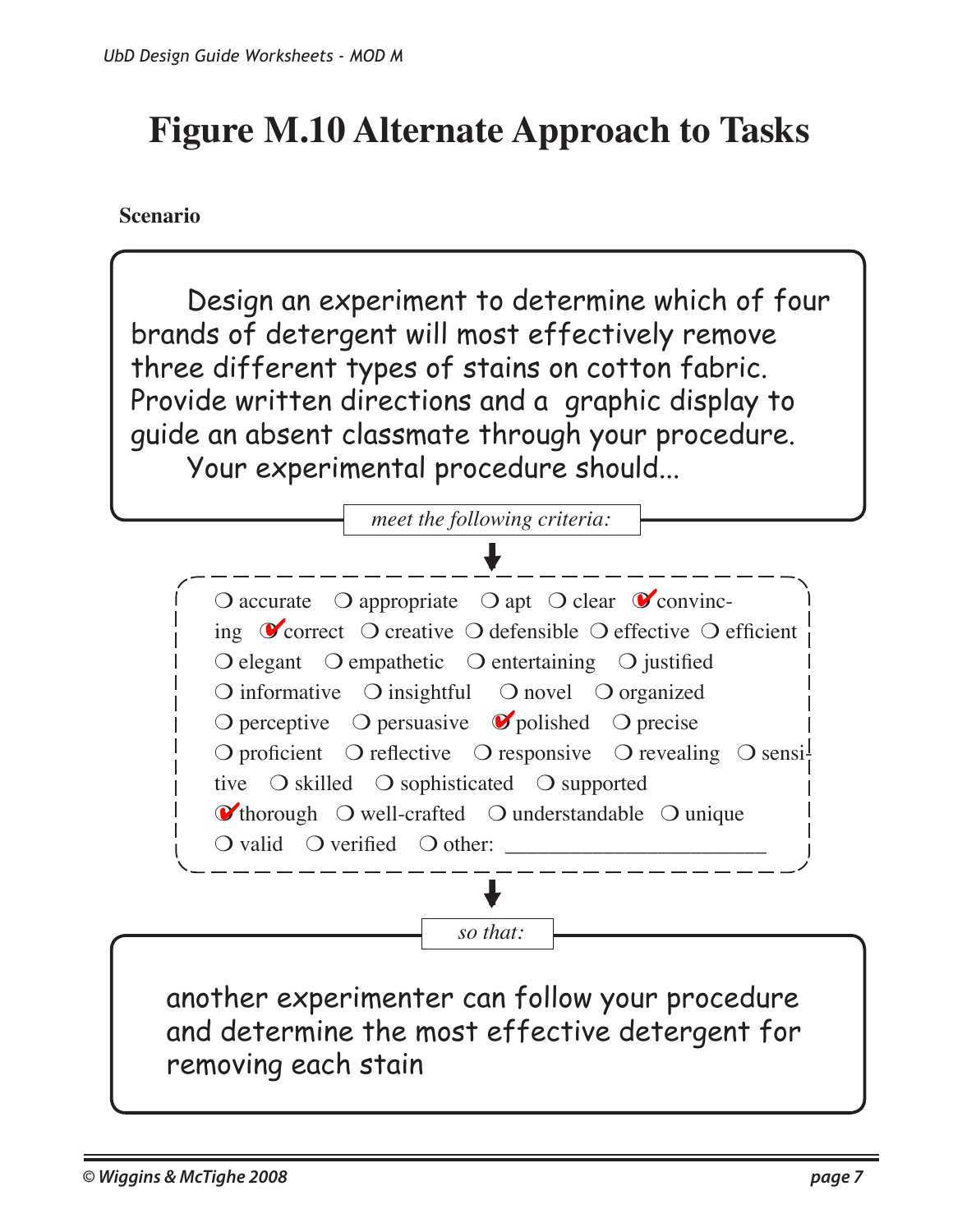# Figure M.10 Alternate Approach to Tasks

**Scenario**

Design an experiment to determine which of four brands of detergent will most effectively remove three different types of stains on cotton fabric. Provide written directions and a graphic display to guide an absent classmate through your procedure.

Your experimental procedure should...

*meet the following criteria:*

- ☐ accurate
- ☐ appropriate
- ☐ apt
- ☐ clear
- ☑ convincing
- ☑ correct
- ☐ creative
- ☐ defensible
- ☐ effective
- ☐ efficient
- ☐ elegant
- ☐ empathetic
- ☐ entertaining
- ☐ justified
- ☐ informative
- ☐ insightful
- ☐ novel
- ☐ organized
- ☐ perceptive
- ☐ persuasive
- ☑ polished
- ☐ precise
- ☐ proficient
- ☐ reflective
- ☐ responsive
- ☐ revealing
- ☐ sensitive
- ☐ skilled
- ☐ sophisticated
- ☐ supported
- ☑ thorough
- ☐ well-crafted
- ☐ understandable
- ☐ unique
- ☐ valid
- ☐ verified
- ☐ other: ________________________

*so that:*

another experimenter can follow your procedure and determine the most effective detergent for removing each stain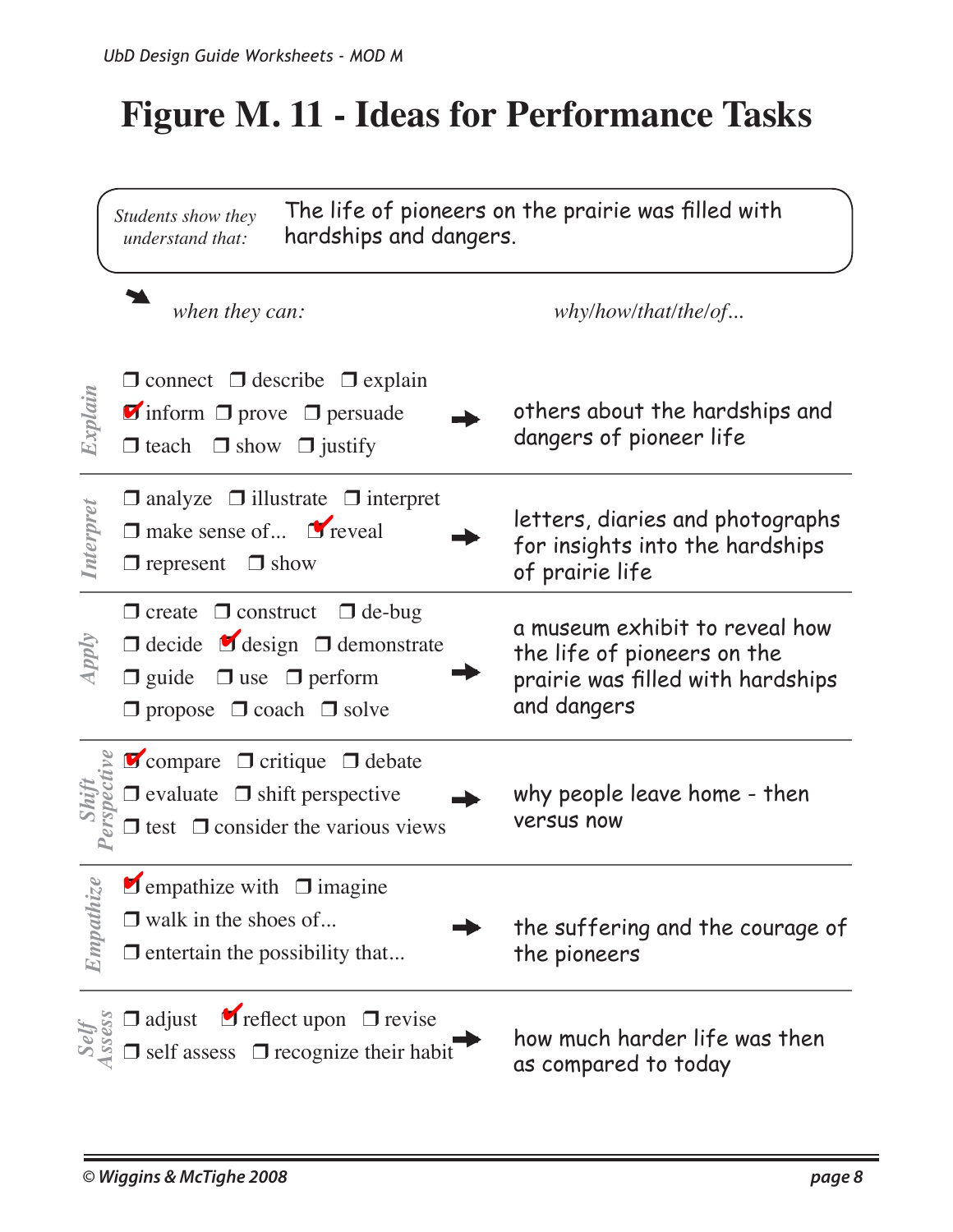# Figure M. 11 - Ideas for Performance Tasks

*Students show they understand that:* The life of pioneers on the prairie was filled with hardships and dangers.

| | *when they can:* | | *why/how/that/the/of...* |
|---|---|---|---|
| **Explain** | ❒ connect ❒ describe ❒ explain ☑ inform ❒ prove ❒ persuade ❒ teach ❒ show ❒ justify | → | others about the hardships and dangers of pioneer life |
| **Interpret** | ❒ analyze ❒ illustrate ❒ interpret ❒ make sense of... ☑ reveal ❒ represent ❒ show | → | letters, diaries and photographs for insights into the hardships of prairie life |
| **Apply** | ❒ create ❒ construct ❒ de-bug ❒ decide ☑ design ❒ demonstrate ❒ guide ❒ use ❒ perform ❒ propose ❒ coach ❒ solve | → | a museum exhibit to reveal how the life of pioneers on the prairie was filled with hardships and dangers |
| **Shift Perspective** | ☑ compare ❒ critique ❒ debate ❒ evaluate ❒ shift perspective ❒ test ❒ consider the various views | → | why people leave home - then versus now |
| **Empathize** | ☑ empathize with ❒ imagine ❒ walk in the shoes of... ❒ entertain the possibility that... | → | the suffering and the courage of the pioneers |
| **Self Assess** | ❒ adjust ☑ reflect upon ❒ revise ❒ self assess ❒ recognize their habit | → | how much harder life was then as compared to today |

© Wiggins & McTighe 2008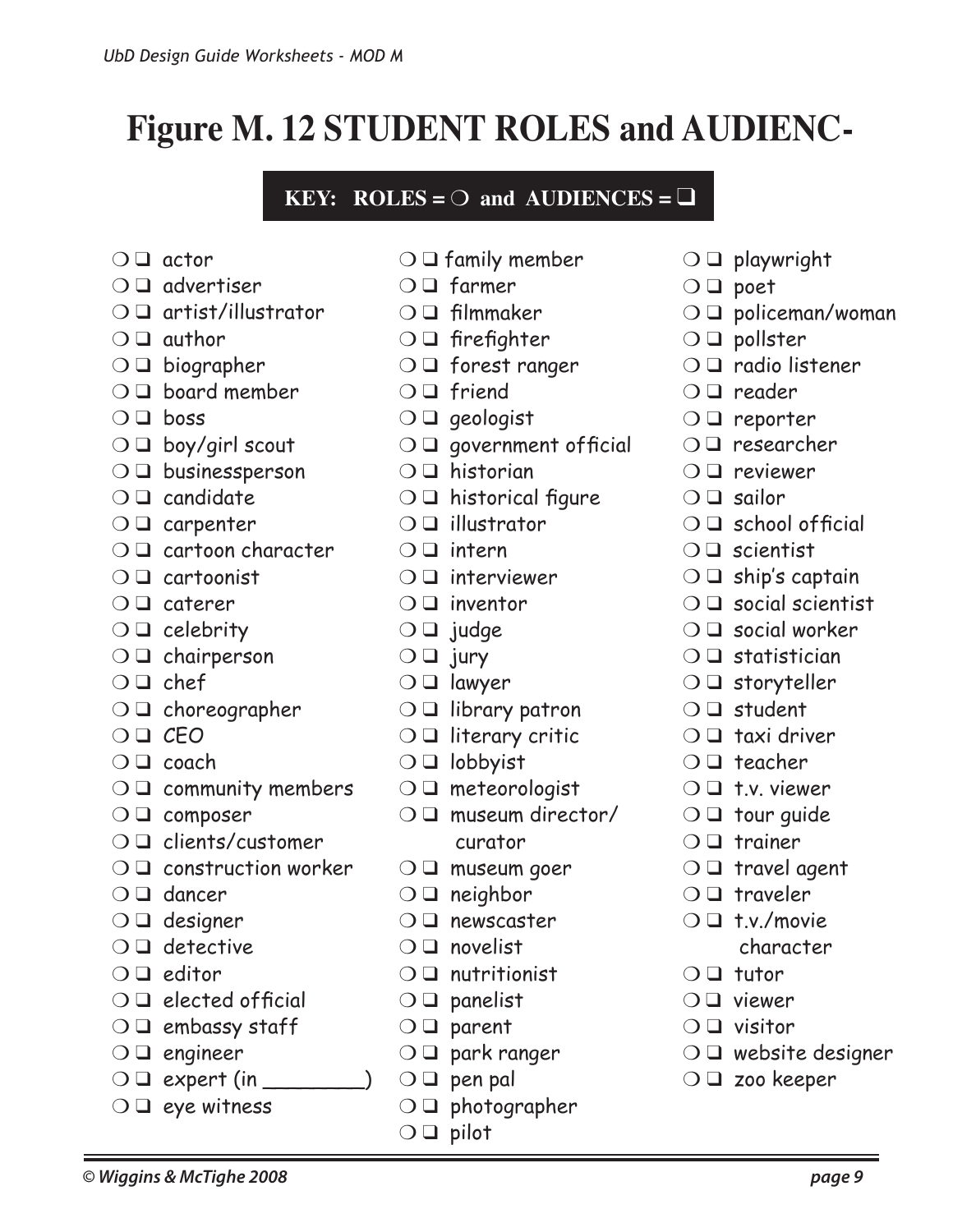# Figure M. 12 STUDENT ROLES and AUDIENC-

**KEY: ROLES = ❍ and AUDIENCES = ❑**

- ❍ ❑ actor
- ❍ ❑ advertiser
- ❍ ❑ artist/illustrator
- ❍ ❑ author
- ❍ ❑ biographer
- ❍ ❑ board member
- ❍ ❑ boss
- ❍ ❑ boy/girl scout
- ❍ ❑ businessperson
- ❍ ❑ candidate
- ❍ ❑ carpenter
- ❍ ❑ cartoon character
- ❍ ❑ cartoonist
- ❍ ❑ caterer
- ❍ ❑ celebrity
- ❍ ❑ chairperson
- ❍ ❑ chef
- ❍ ❑ choreographer
- ❍ ❑ CEO
- ❍ ❑ coach
- ❍ ❑ community members
- ❍ ❑ composer
- ❍ ❑ clients/customer
- ❍ ❑ construction worker
- ❍ ❑ dancer
- ❍ ❑ designer
- ❍ ❑ detective
- ❍ ❑ editor
- ❍ ❑ elected official
- ❍ ❑ embassy staff
- ❍ ❑ engineer
- ❍ ❑ expert (in ________)
- ❍ ❑ eye witness
- ❍ ❑ family member
- ❍ ❑ farmer
- ❍ ❑ filmmaker
- ❍ ❑ firefighter
- ❍ ❑ forest ranger
- ❍ ❑ friend
- ❍ ❑ geologist
- ❍ ❑ government official
- ❍ ❑ historian
- ❍ ❑ historical figure
- ❍ ❑ illustrator
- ❍ ❑ intern
- ❍ ❑ interviewer
- ❍ ❑ inventor
- ❍ ❑ judge
- ❍ ❑ jury
- ❍ ❑ lawyer
- ❍ ❑ library patron
- ❍ ❑ literary critic
- ❍ ❑ lobbyist
- ❍ ❑ meteorologist
- ❍ ❑ museum director/ curator
- ❍ ❑ museum goer
- ❍ ❑ neighbor
- ❍ ❑ newscaster
- ❍ ❑ novelist
- ❍ ❑ nutritionist
- ❍ ❑ panelist
- ❍ ❑ parent
- ❍ ❑ park ranger
- ❍ ❑ pen pal
- ❍ ❑ photographer
- ❍ ❑ pilot
- ❍ ❑ playwright
- ❍ ❑ poet
- ❍ ❑ policeman/woman
- ❍ ❑ pollster
- ❍ ❑ radio listener
- ❍ ❑ reader
- ❍ ❑ reporter
- ❍ ❑ researcher
- ❍ ❑ reviewer
- ❍ ❑ sailor
- ❍ ❑ school official
- ❍ ❑ scientist
- ❍ ❑ ship's captain
- ❍ ❑ social scientist
- ❍ ❑ social worker
- ❍ ❑ statistician
- ❍ ❑ storyteller
- ❍ ❑ student
- ❍ ❑ taxi driver
- ❍ ❑ teacher
- ❍ ❑ t.v. viewer
- ❍ ❑ tour guide
- ❍ ❑ trainer
- ❍ ❑ travel agent
- ❍ ❑ traveler
- ❍ ❑ t.v./movie character
- ❍ ❑ tutor
- ❍ ❑ viewer
- ❍ ❑ visitor
- ❍ ❑ website designer
- ❍ ❑ zoo keeper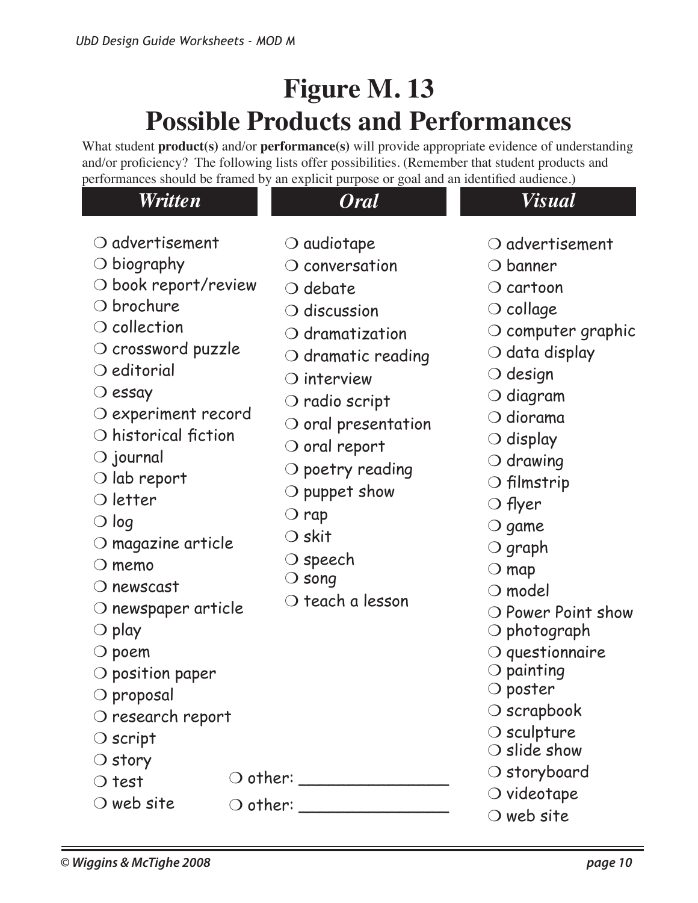# Figure M. 13
# Possible Products and Performances

What student **product(s)** and/or **performance(s)** will provide appropriate evidence of understanding and/or proficiency? The following lists offer possibilities. (Remember that student products and performances should be framed by an explicit purpose or goal and an identified audience.)

### *Written*

- ❍ advertisement
- ❍ biography
- ❍ book report/review
- ❍ brochure
- ❍ collection
- ❍ crossword puzzle
- ❍ editorial
- ❍ essay
- ❍ experiment record
- ❍ historical fiction
- ❍ journal
- ❍ lab report
- ❍ letter
- ❍ log
- ❍ magazine article
- ❍ memo
- ❍ newscast
- ❍ newspaper article
- ❍ play
- ❍ poem
- ❍ position paper
- ❍ proposal
- ❍ research report
- ❍ script
- ❍ story
- ❍ test
- ❍ web site

### *Oral*

- ❍ audiotape
- ❍ conversation
- ❍ debate
- ❍ discussion
- ❍ dramatization
- ❍ dramatic reading
- ❍ interview
- ❍ radio script
- ❍ oral presentation
- ❍ oral report
- ❍ poetry reading
- ❍ puppet show
- ❍ rap
- ❍ skit
- ❍ speech
- ❍ song
- ❍ teach a lesson

### *Visual*

- ❍ advertisement
- ❍ banner
- ❍ cartoon
- ❍ collage
- ❍ computer graphic
- ❍ data display
- ❍ design
- ❍ diagram
- ❍ diorama
- ❍ display
- ❍ drawing
- ❍ filmstrip
- ❍ flyer
- ❍ game
- ❍ graph
- ❍ map
- ❍ model
- ❍ Power Point show
- ❍ photograph
- ❍ questionnaire
- ❍ painting
- ❍ poster
- ❍ scrapbook
- ❍ sculpture
- ❍ slide show
- ❍ storyboard
- ❍ videotape
- ❍ web site

❍ other: _______________

❍ other: _______________

© Wiggins & McTighe 2008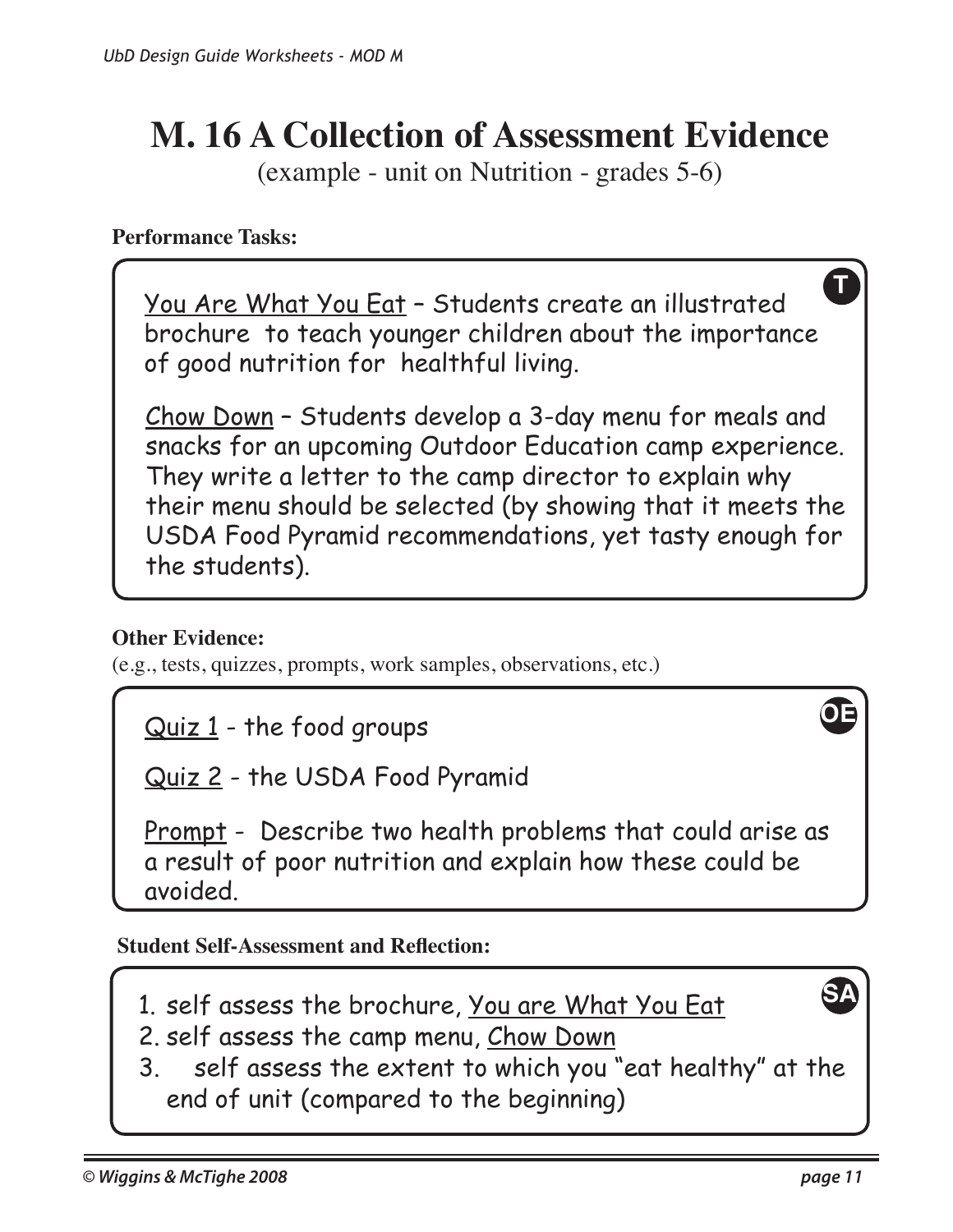# M. 16 A Collection of Assessment Evidence

(example - unit on Nutrition - grades 5-6)

**Performance Tasks:**

**T**

You Are What You Eat – Students create an illustrated brochure to teach younger children about the importance of good nutrition for healthful living.

Chow Down – Students develop a 3-day menu for meals and snacks for an upcoming Outdoor Education camp experience. They write a letter to the camp director to explain why their menu should be selected (by showing that it meets the USDA Food Pyramid recommendations, yet tasty enough for the students).

**Other Evidence:**

(e.g., tests, quizzes, prompts, work samples, observations, etc.)

**OE**

Quiz 1 - the food groups

Quiz 2 - the USDA Food Pyramid

Prompt - Describe two health problems that could arise as a result of poor nutrition and explain how these could be avoided.

**Student Self-Assessment and Reflection:**

**SA**

1. self assess the brochure, You are What You Eat
2. self assess the camp menu, Chow Down
3. self assess the extent to which you "eat healthy" at the end of unit (compared to the beginning)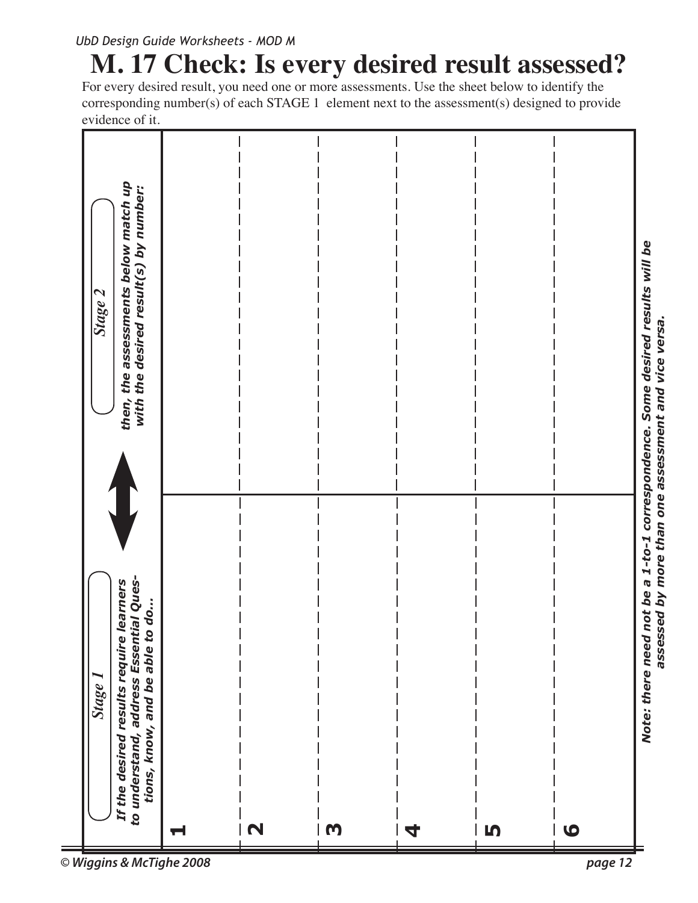# M. 17 Check: Is every desired result assessed?

For every desired result, you need one or more assessments. Use the sheet below to identify the corresponding number(s) of each STAGE 1 element next to the assessment(s) designed to provide evidence of it.

| **Stage 1** *If the desired results require learners to understand, address Essential Questions, know, and be able to do...* | ⟷ | **Stage 2** *then, the assessments below match up with the desired result(s) by number:* |
|---|---|---|
| **1** | | |
| **2** | | |
| **3** | | |
| **4** | | |
| **5** | | |
| **6** | | |

***Note: there need not be a 1-to-1 correspondence. Some desired results will be assessed by more than one assessment and vice versa.***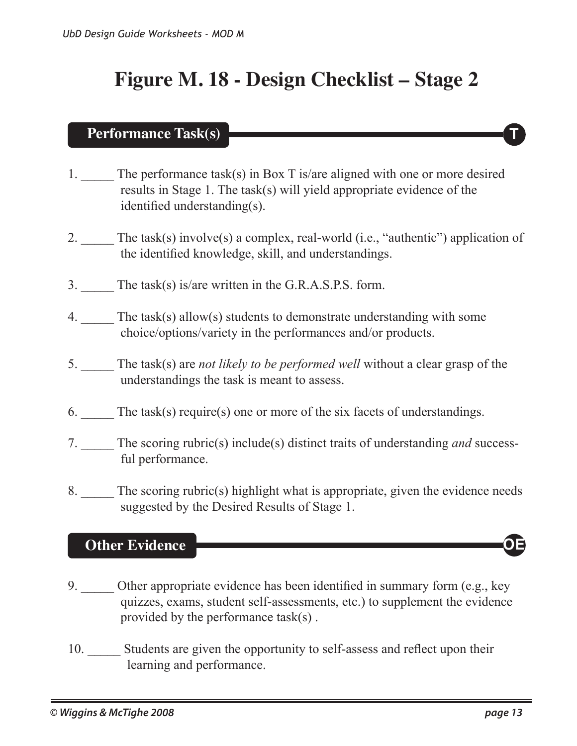# Figure M. 18 - Design Checklist – Stage 2

## Performance Task(s) — T

1. _____ The performance task(s) in Box T is/are aligned with one or more desired results in Stage 1. The task(s) will yield appropriate evidence of the identified understanding(s).

2. _____ The task(s) involve(s) a complex, real-world (i.e., "authentic") application of the identified knowledge, skill, and understandings.

3. _____ The task(s) is/are written in the G.R.A.S.P.S. form.

4. _____ The task(s) allow(s) students to demonstrate understanding with some choice/options/variety in the performances and/or products.

5. _____ The task(s) are *not likely to be performed well* without a clear grasp of the understandings the task is meant to assess.

6. _____ The task(s) require(s) one or more of the six facets of understandings.

7. _____ The scoring rubric(s) include(s) distinct traits of understanding *and* successful performance.

8. _____ The scoring rubric(s) highlight what is appropriate, given the evidence needs suggested by the Desired Results of Stage 1.

## Other Evidence — OE

9. _____ Other appropriate evidence has been identified in summary form (e.g., key quizzes, exams, student self-assessments, etc.) to supplement the evidence provided by the performance task(s) .

10. _____ Students are given the opportunity to self-assess and reflect upon their learning and performance.

*© Wiggins & McTighe 2008*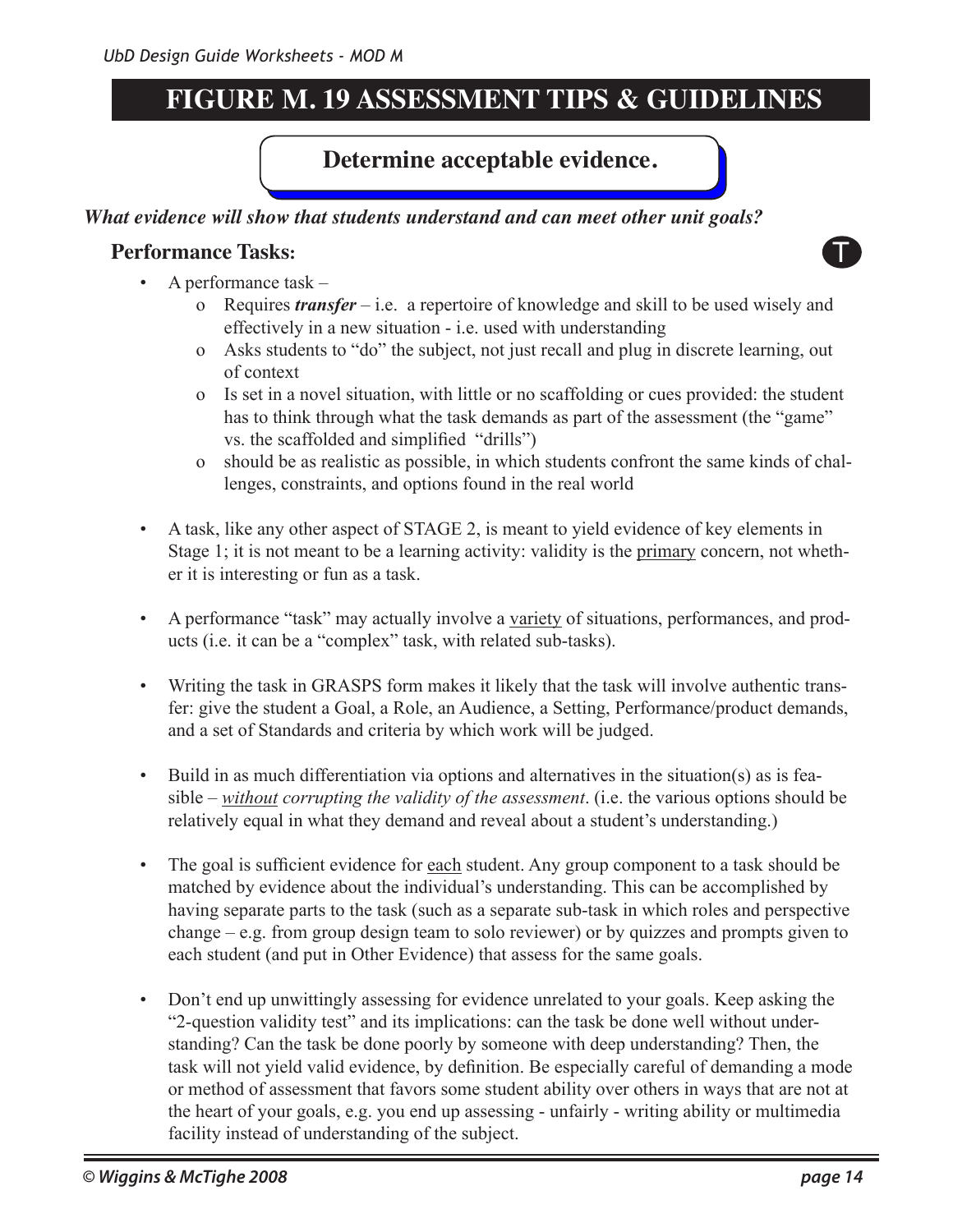# FIGURE M. 19 ASSESSMENT TIPS & GUIDELINES

## Determine acceptable evidence.

***What evidence will show that students understand and can meet other unit goals?***

### Performance Tasks:

T

- A performance task –
  - Requires ***transfer*** – i.e. a repertoire of knowledge and skill to be used wisely and effectively in a new situation - i.e. used with understanding
  - Asks students to "do" the subject, not just recall and plug in discrete learning, out of context
  - Is set in a novel situation, with little or no scaffolding or cues provided: the student has to think through what the task demands as part of the assessment (the "game" vs. the scaffolded and simplified "drills")
  - should be as realistic as possible, in which students confront the same kinds of challenges, constraints, and options found in the real world

- A task, like any other aspect of STAGE 2, is meant to yield evidence of key elements in Stage 1; it is not meant to be a learning activity: validity is the <u>primary</u> concern, not whether it is interesting or fun as a task.

- A performance "task" may actually involve a <u>variety</u> of situations, performances, and products (i.e. it can be a "complex" task, with related sub-tasks).

- Writing the task in GRASPS form makes it likely that the task will involve authentic transfer: give the student a Goal, a Role, an Audience, a Setting, Performance/product demands, and a set of Standards and criteria by which work will be judged.

- Build in as much differentiation via options and alternatives in the situation(s) as is feasible – *<u>without</u> corrupting the validity of the assessment*. (i.e. the various options should be relatively equal in what they demand and reveal about a student's understanding.)

- The goal is sufficient evidence for <u>each</u> student. Any group component to a task should be matched by evidence about the individual's understanding. This can be accomplished by having separate parts to the task (such as a separate sub-task in which roles and perspective change – e.g. from group design team to solo reviewer) or by quizzes and prompts given to each student (and put in Other Evidence) that assess for the same goals.

- Don't end up unwittingly assessing for evidence unrelated to your goals. Keep asking the "2-question validity test" and its implications: can the task be done well without understanding? Can the task be done poorly by someone with deep understanding? Then, the task will not yield valid evidence, by definition. Be especially careful of demanding a mode or method of assessment that favors some student ability over others in ways that are not at the heart of your goals, e.g. you end up assessing - unfairly - writing ability or multimedia facility instead of understanding of the subject.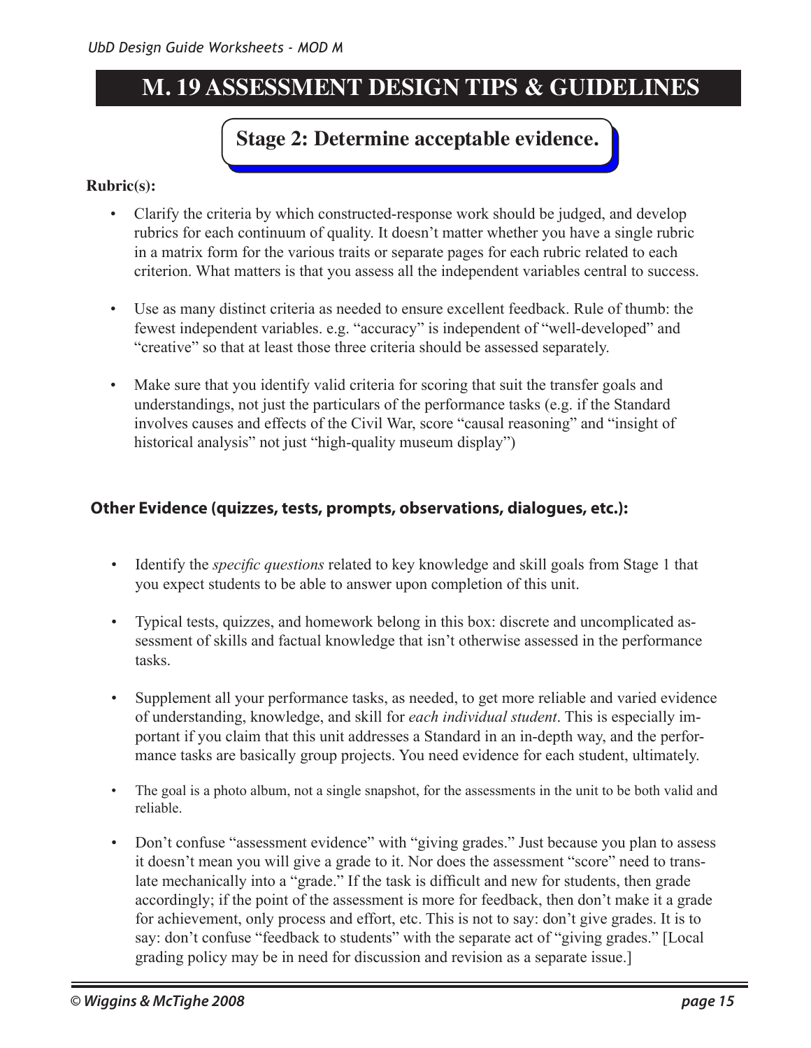# M. 19 ASSESSMENT DESIGN TIPS & GUIDELINES

## Stage 2: Determine acceptable evidence.

**Rubric(s):**

- Clarify the criteria by which constructed-response work should be judged, and develop rubrics for each continuum of quality. It doesn't matter whether you have a single rubric in a matrix form for the various traits or separate pages for each rubric related to each criterion. What matters is that you assess all the independent variables central to success.

- Use as many distinct criteria as needed to ensure excellent feedback. Rule of thumb: the fewest independent variables. e.g. "accuracy" is independent of "well-developed" and "creative" so that at least those three criteria should be assessed separately.

- Make sure that you identify valid criteria for scoring that suit the transfer goals and understandings, not just the particulars of the performance tasks (e.g. if the Standard involves causes and effects of the Civil War, score "causal reasoning" and "insight of historical analysis" not just "high-quality museum display")

**Other Evidence (quizzes, tests, prompts, observations, dialogues, etc.):**

- Identify the *specific questions* related to key knowledge and skill goals from Stage 1 that you expect students to be able to answer upon completion of this unit.

- Typical tests, quizzes, and homework belong in this box: discrete and uncomplicated assessment of skills and factual knowledge that isn't otherwise assessed in the performance tasks.

- Supplement all your performance tasks, as needed, to get more reliable and varied evidence of understanding, knowledge, and skill for *each individual student*. This is especially important if you claim that this unit addresses a Standard in an in-depth way, and the performance tasks are basically group projects. You need evidence for each student, ultimately.

- The goal is a photo album, not a single snapshot, for the assessments in the unit to be both valid and reliable.

- Don't confuse "assessment evidence" with "giving grades." Just because you plan to assess it doesn't mean you will give a grade to it. Nor does the assessment "score" need to translate mechanically into a "grade." If the task is difficult and new for students, then grade accordingly; if the point of the assessment is more for feedback, then don't make it a grade for achievement, only process and effort, etc. This is not to say: don't give grades. It is to say: don't confuse "feedback to students" with the separate act of "giving grades." [Local grading policy may be in need for discussion and revision as a separate issue.]